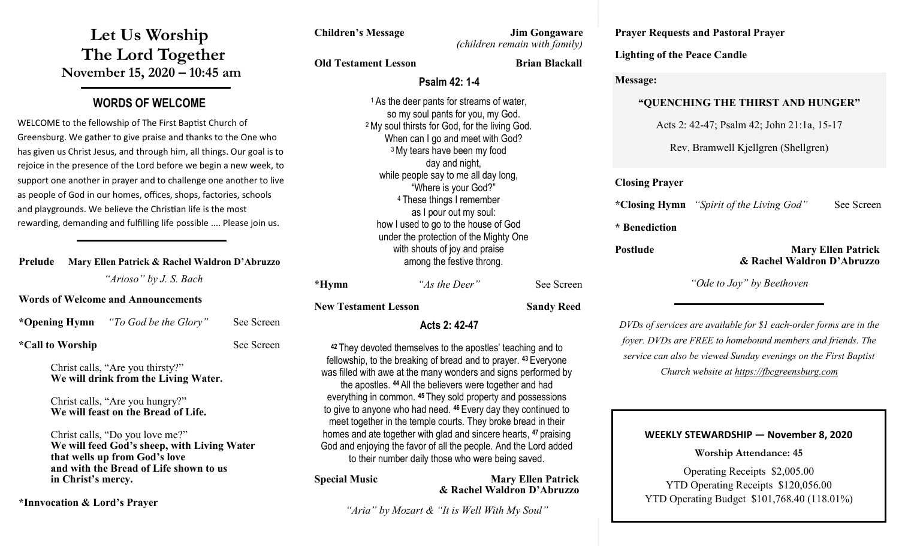# Let Us Worship The Lord Together

**November 15, 2020 – 10:45 am**

## WORDS OF WELCOME

WELCOME to the fellowship of The First Baptist Church of Greensburg. We gather to give praise and thanks to the One who has given us Christ Jesus, and through him, all things. Our goal is to rejoice in the presence of the Lord before we begin a new week, to support one another in prayer and to challenge one another to live as people of God in our homes, offices, shops, factories, schools and playgrounds. We believe the Christian life is the most rewarding, demanding and fulfilling life possible .... Please join us.

**Prelude** **Mary Ellen Patrick & Rachel Waldron D'Abruzzo**

*"Arioso" by J. S. Bach*

**Words of Welcome and Announcements**

**\*Opening Hymn** *"To God be the Glory"* See Screen

**\*Call to Worship** See Screen

Christ calls, "Are you thirsty?"
**We will drink from the Living Water.**

Christ calls, "Are you hungry?"
**We will feast on the Bread of Life.**

Christ calls, "Do you love me?"
**We will feed God's sheep, with Living Water that wells up from God's love and with the Bread of Life shown to us in Christ's mercy.**

**\*Innvocation & Lord's Prayer**

**Children's Message** **Jim Gongaware**
*(children remain with family)*

**Old Testament Lesson** **Brian Blackall**

### Psalm 42: 1-4

[1] As the deer pants for streams of water,
so my soul pants for you, my God.
[2] My soul thirsts for God, for the living God.
When can I go and meet with God?
[3] My tears have been my food
day and night,
while people say to me all day long,
"Where is your God?"
[4] These things I remember
as I pour out my soul:
how I used to go to the house of God
under the protection of the Mighty One
with shouts of joy and praise
among the festive throng.

**\*Hymn** *"As the Deer"* See Screen

**New Testament Lesson** **Sandy Reed**

### Acts 2: 42-47

[42] They devoted themselves to the apostles' teaching and to fellowship, to the breaking of bread and to prayer. [43] Everyone was filled with awe at the many wonders and signs performed by the apostles. [44] All the believers were together and had everything in common. [45] They sold property and possessions to give to anyone who had need. [46] Every day they continued to meet together in the temple courts. They broke bread in their homes and ate together with glad and sincere hearts, [47] praising God and enjoying the favor of all the people. And the Lord added to their number daily those who were being saved.

**Special Music** **Mary Ellen Patrick & Rachel Waldron D'Abruzzo**

*"Aria" by Mozart & "It is Well With My Soul"*

**Prayer Requests and Pastoral Prayer**

**Lighting of the Peace Candle**

**Message:**

**"QUENCHING THE THIRST AND HUNGER"**

Acts 2: 42-47; Psalm 42; John 21:1a, 15-17

Rev. Bramwell Kjellgren (Shellgren)

**Closing Prayer**

**\*Closing Hymn** *"Spirit of the Living God"* See Screen

**\* Benediction**

**Postlude** **Mary Ellen Patrick & Rachel Waldron D'Abruzzo**

*"Ode to Joy" by Beethoven*

*DVDs of services are available for $1 each-order forms are in the foyer. DVDs are FREE to homebound members and friends. The service can also be viewed Sunday evenings on the First Baptist Church website at https://fbcgreensburg.com*

**WEEKLY STEWARDSHIP — November 8, 2020**

**Worship Attendance: 45**

Operating Receipts $2,005.00
YTD Operating Receipts $120,056.00
YTD Operating Budget $101,768.40 (118.01%)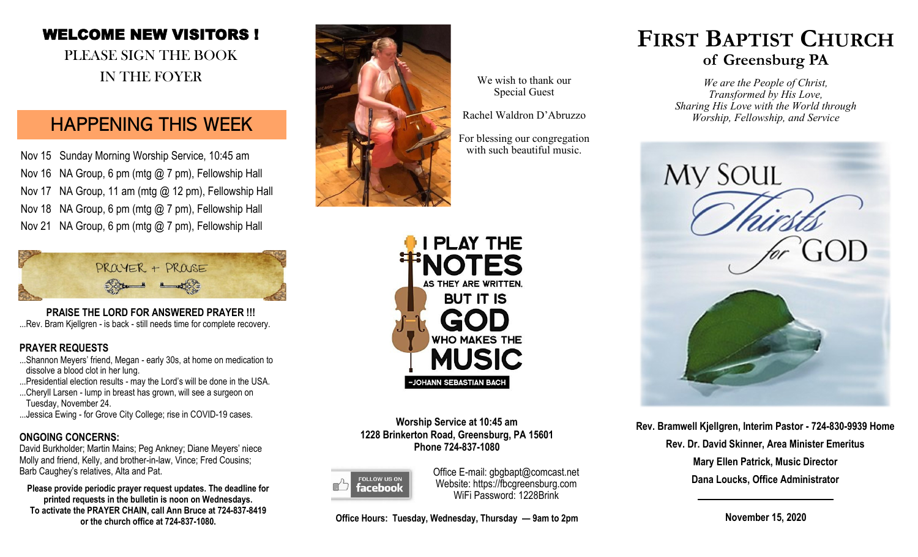# WELCOME NEW VISITORS !

PLEASE SIGN THE BOOK IN THE FOYER

## HAPPENING THIS WEEK

Nov 15 Sunday Morning Worship Service, 10:45 am
Nov 16 NA Group, 6 pm (mtg @ 7 pm), Fellowship Hall
Nov 17 NA Group, 11 am (mtg @ 12 pm), Fellowship Hall
Nov 18 NA Group, 6 pm (mtg @ 7 pm), Fellowship Hall
Nov 21 NA Group, 6 pm (mtg @ 7 pm), Fellowship Hall

PRAYER + PRAISE

**PRAISE THE LORD FOR ANSWERED PRAYER !!!**

...Rev. Bram Kjellgren - is back - still needs time for complete recovery.

**PRAYER REQUESTS**

...Shannon Meyers' friend, Megan - early 30s, at home on medication to dissolve a blood clot in her lung.
...Presidential election results - may the Lord's will be done in the USA.
...Cheryll Larsen - lump in breast has grown, will see a surgeon on Tuesday, November 24.
...Jessica Ewing - for Grove City College; rise in COVID-19 cases.

**ONGOING CONCERNS:**

David Burkholder; Martin Mains; Peg Ankney; Diane Meyers' niece Molly and friend, Kelly, and brother-in-law, Vince; Fred Cousins; Barb Caughey's relatives, Alta and Pat.

**Please provide periodic prayer request updates. The deadline for printed requests in the bulletin is noon on Wednesdays. To activate the PRAYER CHAIN, call Ann Bruce at 724-837-8419 or the church office at 724-837-1080.**

We wish to thank our Special Guest

Rachel Waldron D'Abruzzo

For blessing our congregation with such beautiful music.

I PLAY THE NOTES AS THEY ARE WRITTEN. BUT IT IS GOD WHO MAKES THE MUSIC
-JOHANN SEBASTIAN BACH

**Worship Service at 10:45 am**
**1228 Brinkerton Road, Greensburg, PA 15601**
**Phone 724-837-1080**

FOLLOW US ON facebook

Office E-mail: gbgbapt@comcast.net
Website: https://fbcgreensburg.com
WiFi Password: 1228Brink

**Office Hours: Tuesday, Wednesday, Thursday — 9am to 2pm**

# FIRST BAPTIST CHURCH
## of Greensburg PA

*We are the People of Christ, Transformed by His Love, Sharing His Love with the World through Worship, Fellowship, and Service*

MY SOUL *Thirsts for* GOD

**Rev. Bramwell Kjellgren, Interim Pastor - 724-830-9939 Home**
**Rev. Dr. David Skinner, Area Minister Emeritus**
**Mary Ellen Patrick, Music Director**
**Dana Loucks, Office Administrator**

**November 15, 2020**